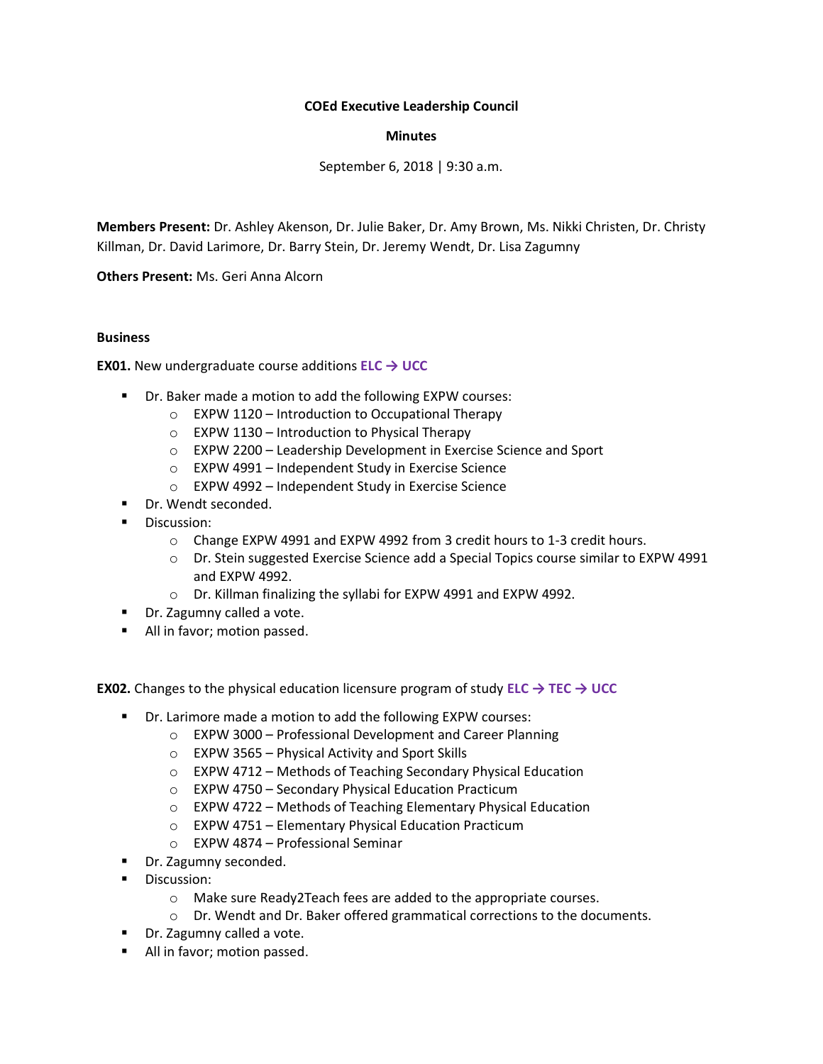# COEd Executive Leadership Council

## Minutes

September 6, 2018 | 9:30 a.m.

**Members Present:** Dr. Ashley Akenson, Dr. Julie Baker, Dr. Amy Brown, Ms. Nikki Christen, Dr. Christy Killman, Dr. David Larimore, Dr. Barry Stein, Dr. Jeremy Wendt, Dr. Lisa Zagumny

**Others Present:** Ms. Geri Anna Alcorn

**Business**

**EX01.** New undergraduate course additions **ELC → UCC**

- Dr. Baker made a motion to add the following EXPW courses:
  - EXPW 1120 – Introduction to Occupational Therapy
  - EXPW 1130 – Introduction to Physical Therapy
  - EXPW 2200 – Leadership Development in Exercise Science and Sport
  - EXPW 4991 – Independent Study in Exercise Science
  - EXPW 4992 – Independent Study in Exercise Science
- Dr. Wendt seconded.
- Discussion:
  - Change EXPW 4991 and EXPW 4992 from 3 credit hours to 1-3 credit hours.
  - Dr. Stein suggested Exercise Science add a Special Topics course similar to EXPW 4991 and EXPW 4992.
  - Dr. Killman finalizing the syllabi for EXPW 4991 and EXPW 4992.
- Dr. Zagumny called a vote.
- All in favor; motion passed.

**EX02.** Changes to the physical education licensure program of study **ELC → TEC → UCC**

- Dr. Larimore made a motion to add the following EXPW courses:
  - EXPW 3000 – Professional Development and Career Planning
  - EXPW 3565 – Physical Activity and Sport Skills
  - EXPW 4712 – Methods of Teaching Secondary Physical Education
  - EXPW 4750 – Secondary Physical Education Practicum
  - EXPW 4722 – Methods of Teaching Elementary Physical Education
  - EXPW 4751 – Elementary Physical Education Practicum
  - EXPW 4874 – Professional Seminar
- Dr. Zagumny seconded.
- Discussion:
  - Make sure Ready2Teach fees are added to the appropriate courses.
  - Dr. Wendt and Dr. Baker offered grammatical corrections to the documents.
- Dr. Zagumny called a vote.
- All in favor; motion passed.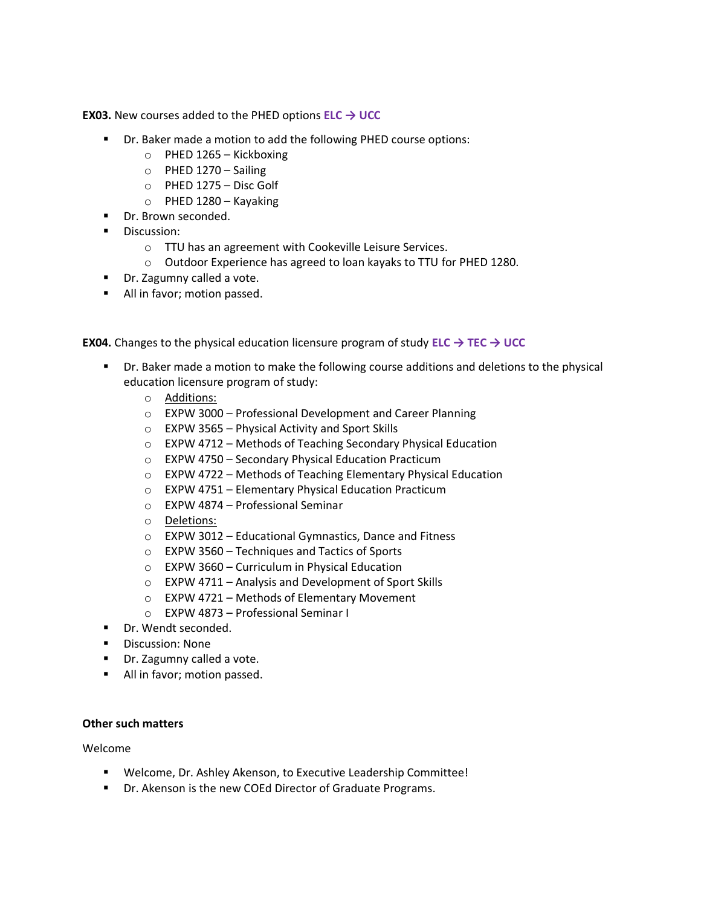**EX03.** New courses added to the PHED options **ELC → UCC**

- Dr. Baker made a motion to add the following PHED course options:
  - PHED 1265 – Kickboxing
  - PHED 1270 – Sailing
  - PHED 1275 – Disc Golf
  - PHED 1280 – Kayaking
- Dr. Brown seconded.
- Discussion:
  - TTU has an agreement with Cookeville Leisure Services.
  - Outdoor Experience has agreed to loan kayaks to TTU for PHED 1280.
- Dr. Zagumny called a vote.
- All in favor; motion passed.

**EX04.** Changes to the physical education licensure program of study **ELC → TEC → UCC**

- Dr. Baker made a motion to make the following course additions and deletions to the physical education licensure program of study:
  - Additions:
  - EXPW 3000 – Professional Development and Career Planning
  - EXPW 3565 – Physical Activity and Sport Skills
  - EXPW 4712 – Methods of Teaching Secondary Physical Education
  - EXPW 4750 – Secondary Physical Education Practicum
  - EXPW 4722 – Methods of Teaching Elementary Physical Education
  - EXPW 4751 – Elementary Physical Education Practicum
  - EXPW 4874 – Professional Seminar
  - Deletions:
  - EXPW 3012 – Educational Gymnastics, Dance and Fitness
  - EXPW 3560 – Techniques and Tactics of Sports
  - EXPW 3660 – Curriculum in Physical Education
  - EXPW 4711 – Analysis and Development of Sport Skills
  - EXPW 4721 – Methods of Elementary Movement
  - EXPW 4873 – Professional Seminar I
- Dr. Wendt seconded.
- Discussion: None
- Dr. Zagumny called a vote.
- All in favor; motion passed.

**Other such matters**

Welcome

- Welcome, Dr. Ashley Akenson, to Executive Leadership Committee!
- Dr. Akenson is the new COEd Director of Graduate Programs.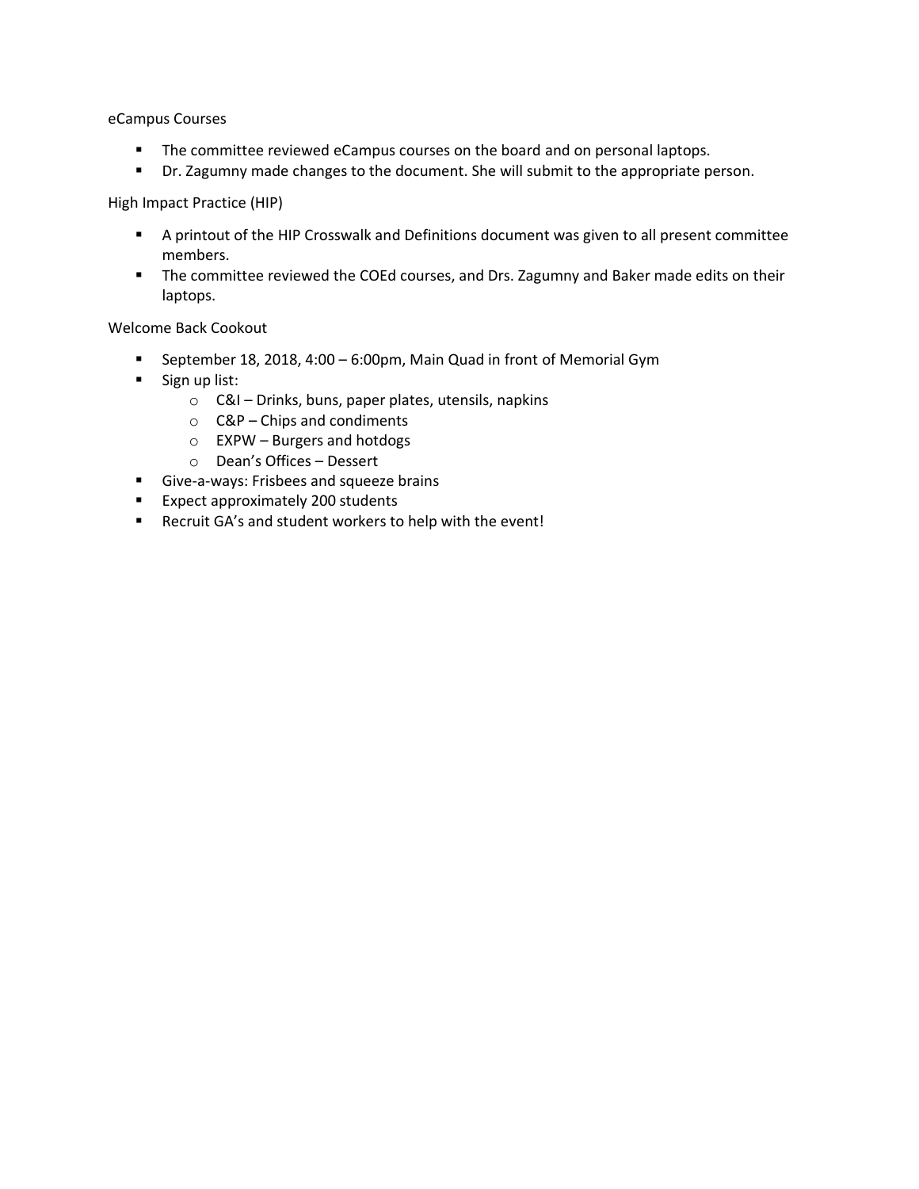eCampus Courses

- The committee reviewed eCampus courses on the board and on personal laptops.
- Dr. Zagumny made changes to the document. She will submit to the appropriate person.

High Impact Practice (HIP)

- A printout of the HIP Crosswalk and Definitions document was given to all present committee members.
- The committee reviewed the COEd courses, and Drs. Zagumny and Baker made edits on their laptops.

Welcome Back Cookout

- September 18, 2018, 4:00 – 6:00pm, Main Quad in front of Memorial Gym
- Sign up list:
  - C&I – Drinks, buns, paper plates, utensils, napkins
  - C&P – Chips and condiments
  - EXPW – Burgers and hotdogs
  - Dean's Offices – Dessert
- Give-a-ways: Frisbees and squeeze brains
- Expect approximately 200 students
- Recruit GA's and student workers to help with the event!